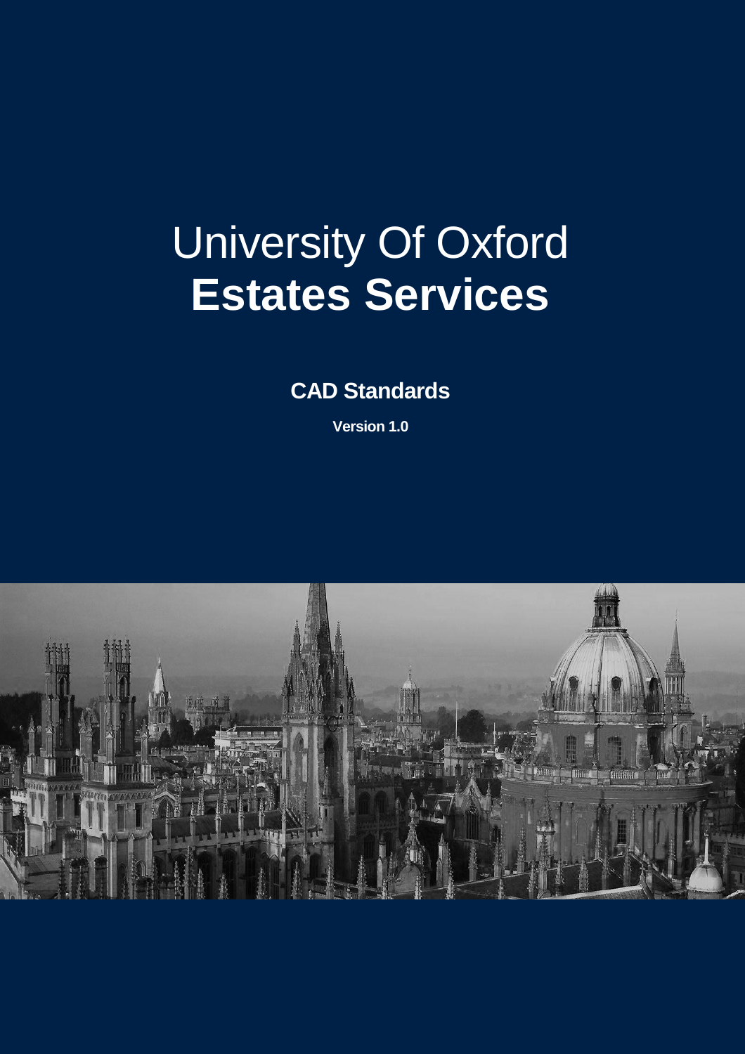# University Of Oxford
# **Estates Services**

## CAD Standards

**Version 1.0**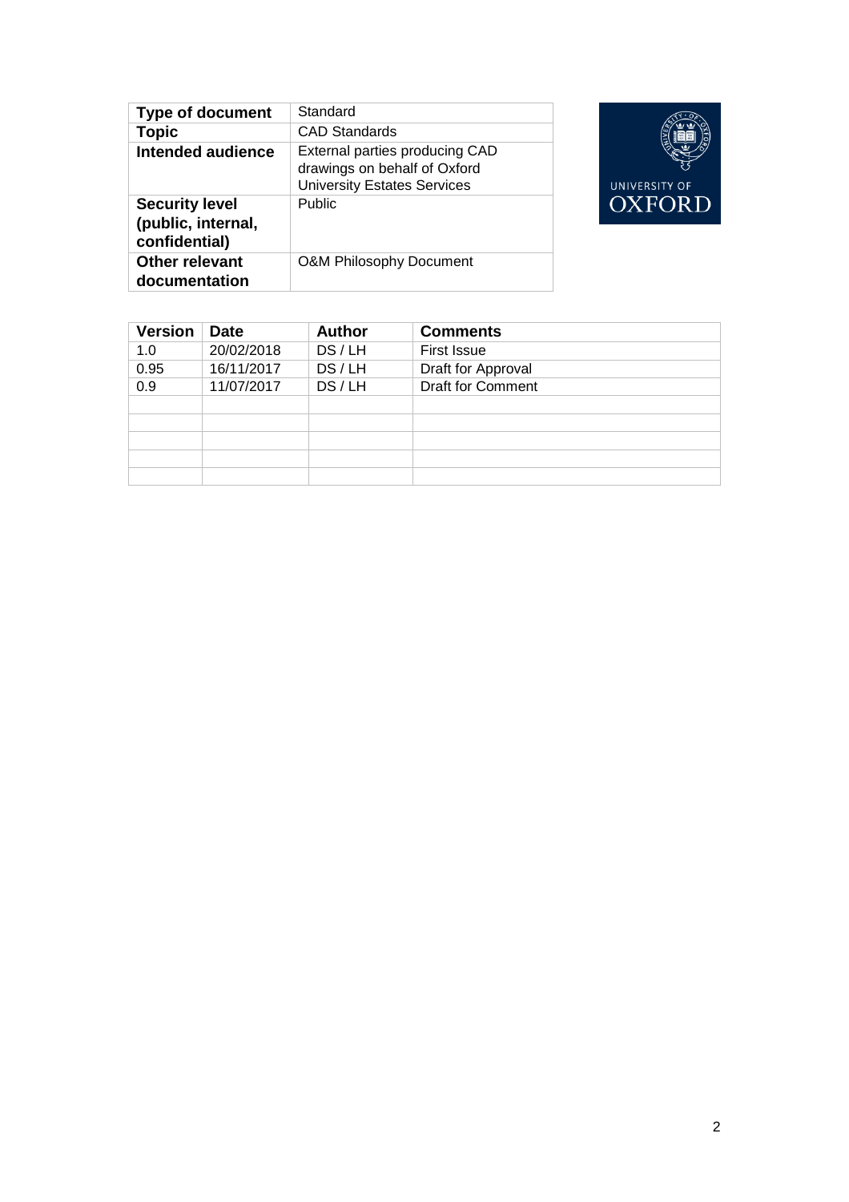| Type of document | Standard |
|---|---|
| Topic | CAD Standards |
| Intended audience | External parties producing CAD drawings on behalf of Oxford University Estates Services |
| Security level (public, internal, confidential) | Public |
| Other relevant documentation | O&M Philosophy Document |

| Version | Date | Author | Comments |
|---|---|---|---|
| 1.0 | 20/02/2018 | DS / LH | First Issue |
| 0.95 | 16/11/2017 | DS / LH | Draft for Approval |
| 0.9 | 11/07/2017 | DS / LH | Draft for Comment |
| | | | |
| | | | |
| | | | |
| | | | |
| | | | |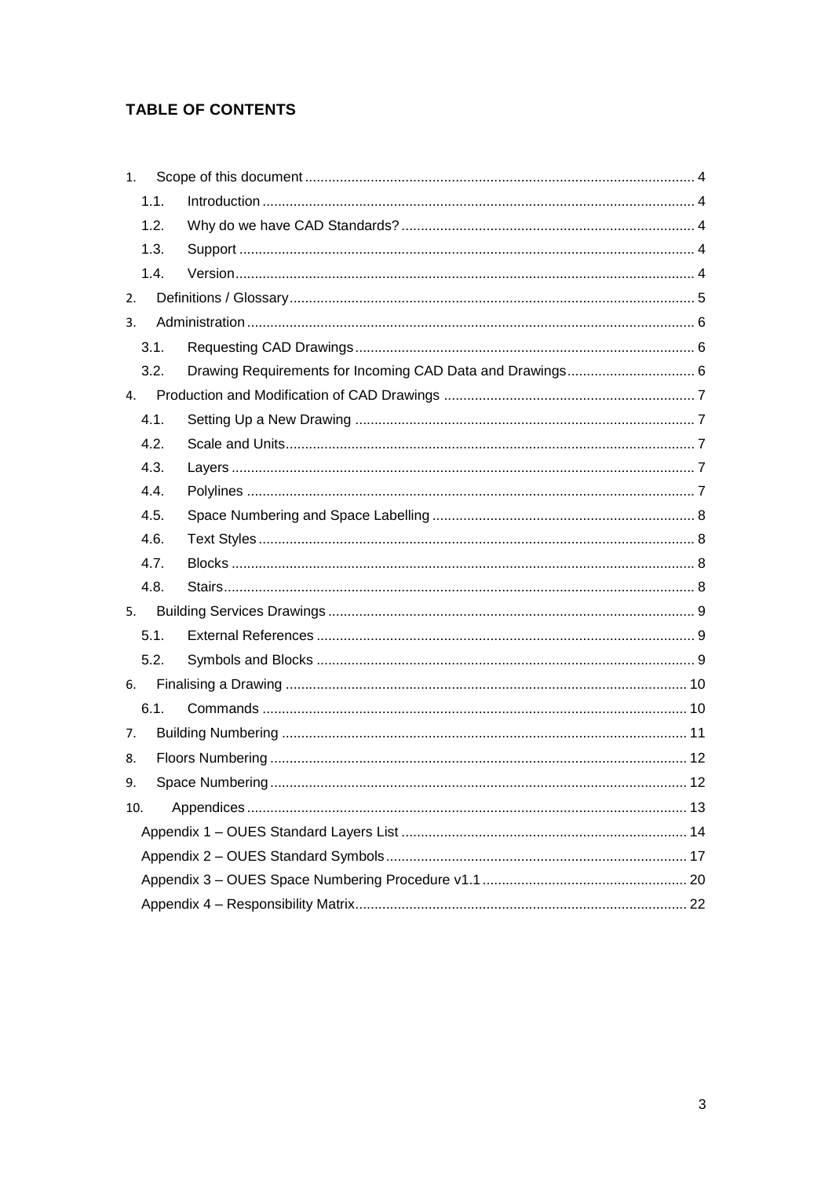## TABLE OF CONTENTS

1. Scope of this document .......... 4
   - 1.1. Introduction .......... 4
   - 1.2. Why do we have CAD Standards? .......... 4
   - 1.3. Support .......... 4
   - 1.4. Version .......... 4
2. Definitions / Glossary .......... 5
3. Administration .......... 6
   - 3.1. Requesting CAD Drawings .......... 6
   - 3.2. Drawing Requirements for Incoming CAD Data and Drawings .......... 6
4. Production and Modification of CAD Drawings .......... 7
   - 4.1. Setting Up a New Drawing .......... 7
   - 4.2. Scale and Units .......... 7
   - 4.3. Layers .......... 7
   - 4.4. Polylines .......... 7
   - 4.5. Space Numbering and Space Labelling .......... 8
   - 4.6. Text Styles .......... 8
   - 4.7. Blocks .......... 8
   - 4.8. Stairs .......... 8
5. Building Services Drawings .......... 9
   - 5.1. External References .......... 9
   - 5.2. Symbols and Blocks .......... 9
6. Finalising a Drawing .......... 10
   - 6.1. Commands .......... 10
7. Building Numbering .......... 11
8. Floors Numbering .......... 12
9. Space Numbering .......... 12
10. Appendices .......... 13
    - Appendix 1 – OUES Standard Layers List .......... 14
    - Appendix 2 – OUES Standard Symbols .......... 17
    - Appendix 3 – OUES Space Numbering Procedure v1.1 .......... 20
    - Appendix 4 – Responsibility Matrix .......... 22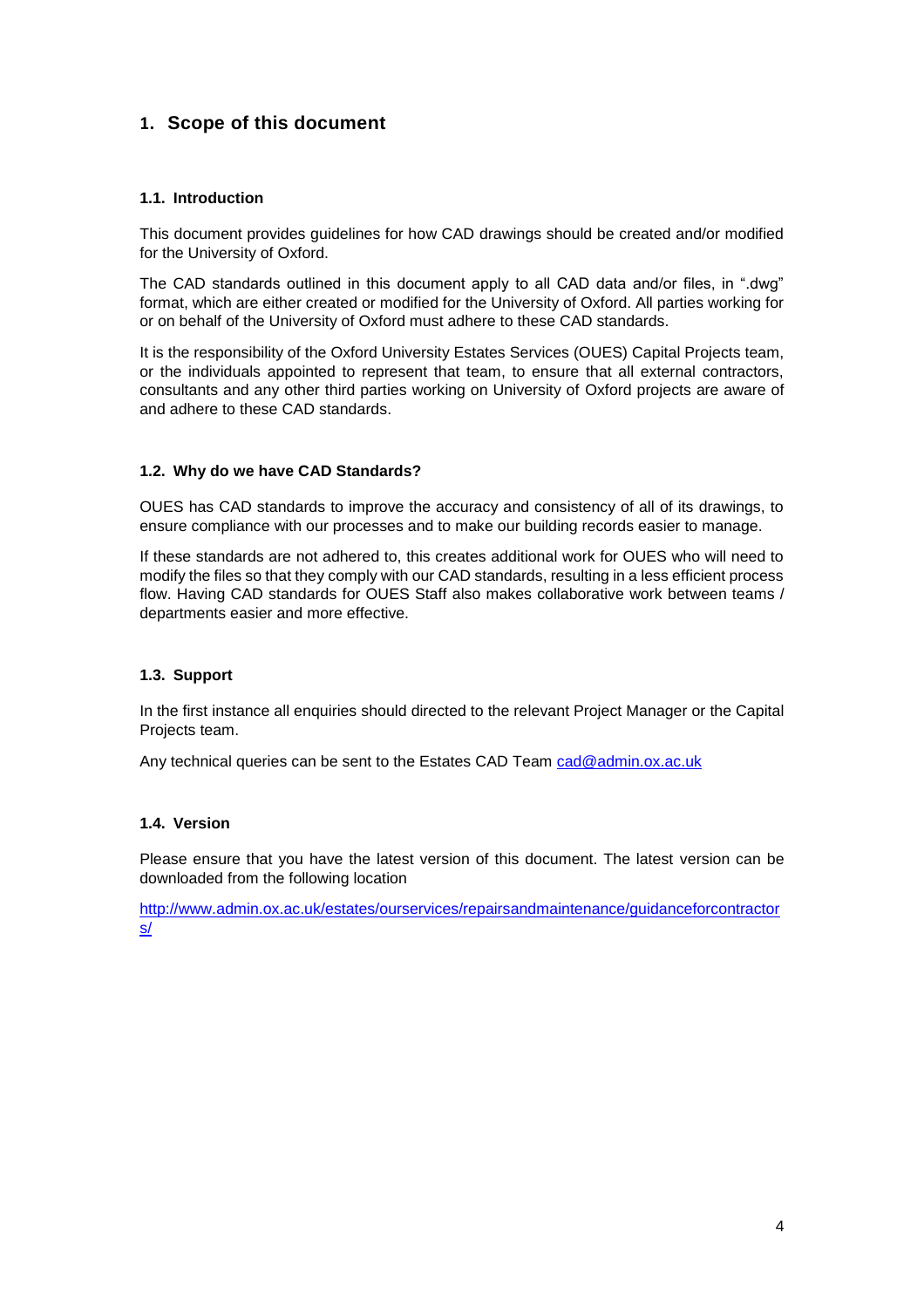# 1. Scope of this document

### 1.1. Introduction

This document provides guidelines for how CAD drawings should be created and/or modified for the University of Oxford.

The CAD standards outlined in this document apply to all CAD data and/or files, in ".dwg" format, which are either created or modified for the University of Oxford. All parties working for or on behalf of the University of Oxford must adhere to these CAD standards.

It is the responsibility of the Oxford University Estates Services (OUES) Capital Projects team, or the individuals appointed to represent that team, to ensure that all external contractors, consultants and any other third parties working on University of Oxford projects are aware of and adhere to these CAD standards.

### 1.2. Why do we have CAD Standards?

OUES has CAD standards to improve the accuracy and consistency of all of its drawings, to ensure compliance with our processes and to make our building records easier to manage.

If these standards are not adhered to, this creates additional work for OUES who will need to modify the files so that they comply with our CAD standards, resulting in a less efficient process flow. Having CAD standards for OUES Staff also makes collaborative work between teams / departments easier and more effective.

### 1.3. Support

In the first instance all enquiries should directed to the relevant Project Manager or the Capital Projects team.

Any technical queries can be sent to the Estates CAD Team [cad@admin.ox.ac.uk](mailto:cad@admin.ox.ac.uk)

### 1.4. Version

Please ensure that you have the latest version of this document. The latest version can be downloaded from the following location

[http://www.admin.ox.ac.uk/estates/ourservices/repairsandmaintenance/guidanceforcontractors/](http://www.admin.ox.ac.uk/estates/ourservices/repairsandmaintenance/guidanceforcontractors/)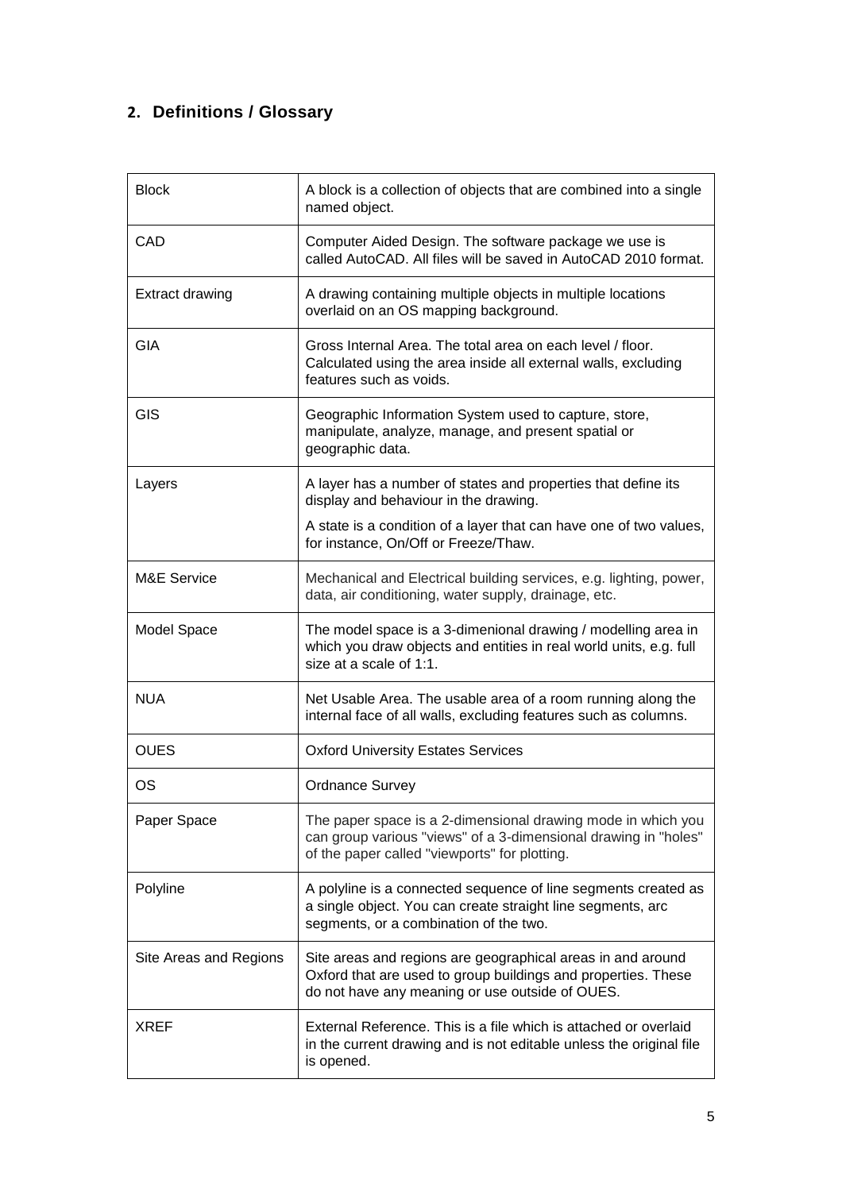## 2. Definitions / Glossary

| Term | Definition |
|---|---|
| Block | A block is a collection of objects that are combined into a single named object. |
| CAD | Computer Aided Design. The software package we use is called AutoCAD. All files will be saved in AutoCAD 2010 format. |
| Extract drawing | A drawing containing multiple objects in multiple locations overlaid on an OS mapping background. |
| GIA | Gross Internal Area. The total area on each level / floor. Calculated using the area inside all external walls, excluding features such as voids. |
| GIS | Geographic Information System used to capture, store, manipulate, analyze, manage, and present spatial or geographic data. |
| Layers | A layer has a number of states and properties that define its display and behaviour in the drawing.<br><br>A state is a condition of a layer that can have one of two values, for instance, On/Off or Freeze/Thaw. |
| M&E Service | Mechanical and Electrical building services, e.g. lighting, power, data, air conditioning, water supply, drainage, etc. |
| Model Space | The model space is a 3-dimenional drawing / modelling area in which you draw objects and entities in real world units, e.g. full size at a scale of 1:1. |
| NUA | Net Usable Area. The usable area of a room running along the internal face of all walls, excluding features such as columns. |
| OUES | Oxford University Estates Services |
| OS | Ordnance Survey |
| Paper Space | The paper space is a 2-dimensional drawing mode in which you can group various "views" of a 3-dimensional drawing in "holes" of the paper called "viewports" for plotting. |
| Polyline | A polyline is a connected sequence of line segments created as a single object. You can create straight line segments, arc segments, or a combination of the two. |
| Site Areas and Regions | Site areas and regions are geographical areas in and around Oxford that are used to group buildings and properties. These do not have any meaning or use outside of OUES. |
| XREF | External Reference. This is a file which is attached or overlaid in the current drawing and is not editable unless the original file is opened. |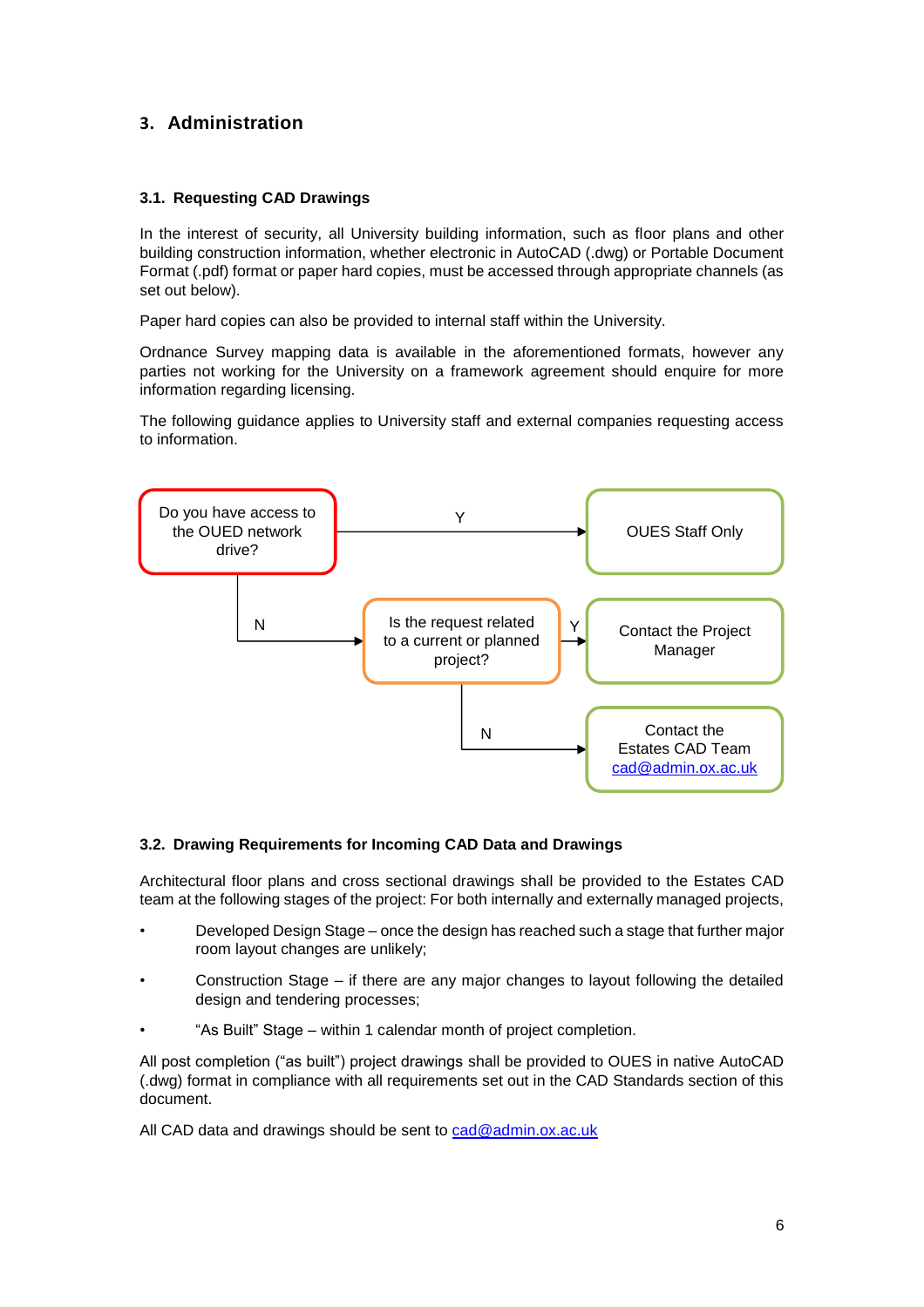## 3. Administration

### 3.1. Requesting CAD Drawings

In the interest of security, all University building information, such as floor plans and other building construction information, whether electronic in AutoCAD (.dwg) or Portable Document Format (.pdf) format or paper hard copies, must be accessed through appropriate channels (as set out below).

Paper hard copies can also be provided to internal staff within the University.

Ordnance Survey mapping data is available in the aforementioned formats, however any parties not working for the University on a framework agreement should enquire for more information regarding licensing.

The following guidance applies to University staff and external companies requesting access to information.

Do you have access to the OUED network drive?

- Y → OUES Staff Only
- N → Is the request related to a current or planned project?
  - Y → Contact the Project Manager
  - N → Contact the Estates CAD Team cad@admin.ox.ac.uk

### 3.2. Drawing Requirements for Incoming CAD Data and Drawings

Architectural floor plans and cross sectional drawings shall be provided to the Estates CAD team at the following stages of the project: For both internally and externally managed projects,

- Developed Design Stage – once the design has reached such a stage that further major room layout changes are unlikely;
- Construction Stage – if there are any major changes to layout following the detailed design and tendering processes;
- "As Built" Stage – within 1 calendar month of project completion.

All post completion ("as built") project drawings shall be provided to OUES in native AutoCAD (.dwg) format in compliance with all requirements set out in the CAD Standards section of this document.

All CAD data and drawings should be sent to cad@admin.ox.ac.uk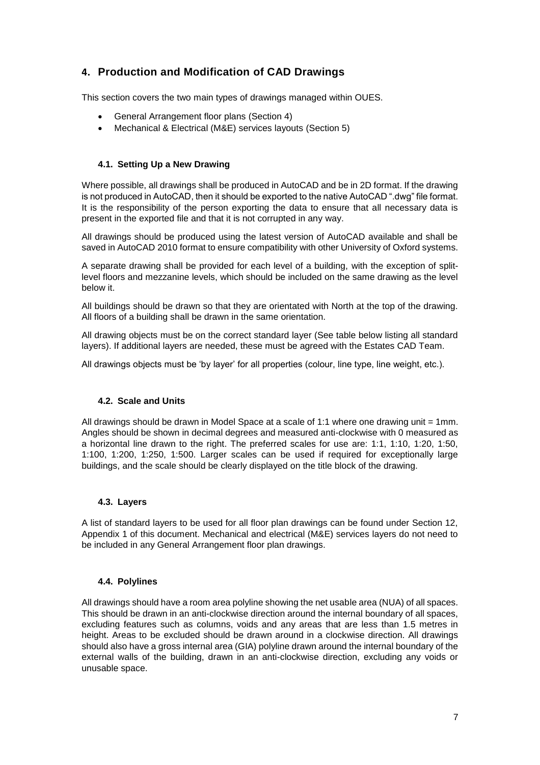## 4. Production and Modification of CAD Drawings

This section covers the two main types of drawings managed within OUES.

- General Arrangement floor plans (Section 4)
- Mechanical & Electrical (M&E) services layouts (Section 5)

### 4.1. Setting Up a New Drawing

Where possible, all drawings shall be produced in AutoCAD and be in 2D format. If the drawing is not produced in AutoCAD, then it should be exported to the native AutoCAD ".dwg" file format. It is the responsibility of the person exporting the data to ensure that all necessary data is present in the exported file and that it is not corrupted in any way.

All drawings should be produced using the latest version of AutoCAD available and shall be saved in AutoCAD 2010 format to ensure compatibility with other University of Oxford systems.

A separate drawing shall be provided for each level of a building, with the exception of split-level floors and mezzanine levels, which should be included on the same drawing as the level below it.

All buildings should be drawn so that they are orientated with North at the top of the drawing. All floors of a building shall be drawn in the same orientation.

All drawing objects must be on the correct standard layer (See table below listing all standard layers). If additional layers are needed, these must be agreed with the Estates CAD Team.

All drawings objects must be 'by layer' for all properties (colour, line type, line weight, etc.).

### 4.2. Scale and Units

All drawings should be drawn in Model Space at a scale of 1:1 where one drawing unit = 1mm. Angles should be shown in decimal degrees and measured anti-clockwise with 0 measured as a horizontal line drawn to the right. The preferred scales for use are: 1:1, 1:10, 1:20, 1:50, 1:100, 1:200, 1:250, 1:500. Larger scales can be used if required for exceptionally large buildings, and the scale should be clearly displayed on the title block of the drawing.

### 4.3. Layers

A list of standard layers to be used for all floor plan drawings can be found under Section 12, Appendix 1 of this document. Mechanical and electrical (M&E) services layers do not need to be included in any General Arrangement floor plan drawings.

### 4.4. Polylines

All drawings should have a room area polyline showing the net usable area (NUA) of all spaces. This should be drawn in an anti-clockwise direction around the internal boundary of all spaces, excluding features such as columns, voids and any areas that are less than 1.5 metres in height. Areas to be excluded should be drawn around in a clockwise direction. All drawings should also have a gross internal area (GIA) polyline drawn around the internal boundary of the external walls of the building, drawn in an anti-clockwise direction, excluding any voids or unusable space.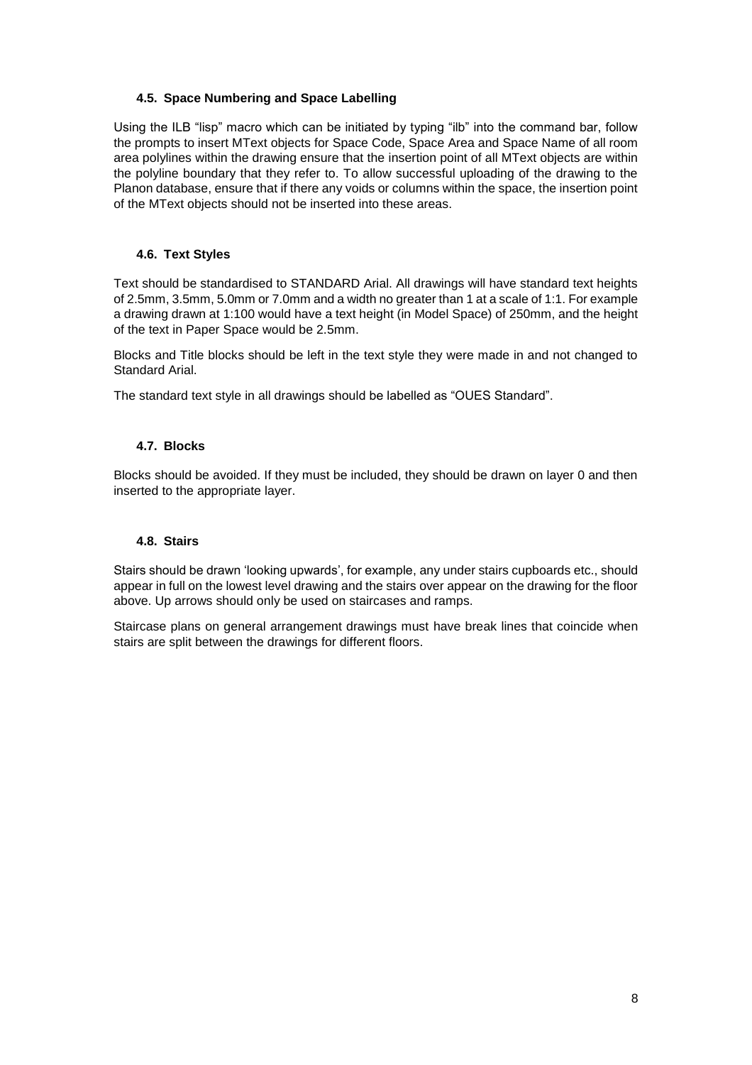### 4.5. Space Numbering and Space Labelling

Using the ILB "lisp" macro which can be initiated by typing "ilb" into the command bar, follow the prompts to insert MText objects for Space Code, Space Area and Space Name of all room area polylines within the drawing ensure that the insertion point of all MText objects are within the polyline boundary that they refer to. To allow successful uploading of the drawing to the Planon database, ensure that if there any voids or columns within the space, the insertion point of the MText objects should not be inserted into these areas.

### 4.6. Text Styles

Text should be standardised to STANDARD Arial. All drawings will have standard text heights of 2.5mm, 3.5mm, 5.0mm or 7.0mm and a width no greater than 1 at a scale of 1:1. For example a drawing drawn at 1:100 would have a text height (in Model Space) of 250mm, and the height of the text in Paper Space would be 2.5mm.

Blocks and Title blocks should be left in the text style they were made in and not changed to Standard Arial.

The standard text style in all drawings should be labelled as "OUES Standard".

### 4.7. Blocks

Blocks should be avoided. If they must be included, they should be drawn on layer 0 and then inserted to the appropriate layer.

### 4.8. Stairs

Stairs should be drawn 'looking upwards', for example, any under stairs cupboards etc., should appear in full on the lowest level drawing and the stairs over appear on the drawing for the floor above. Up arrows should only be used on staircases and ramps.

Staircase plans on general arrangement drawings must have break lines that coincide when stairs are split between the drawings for different floors.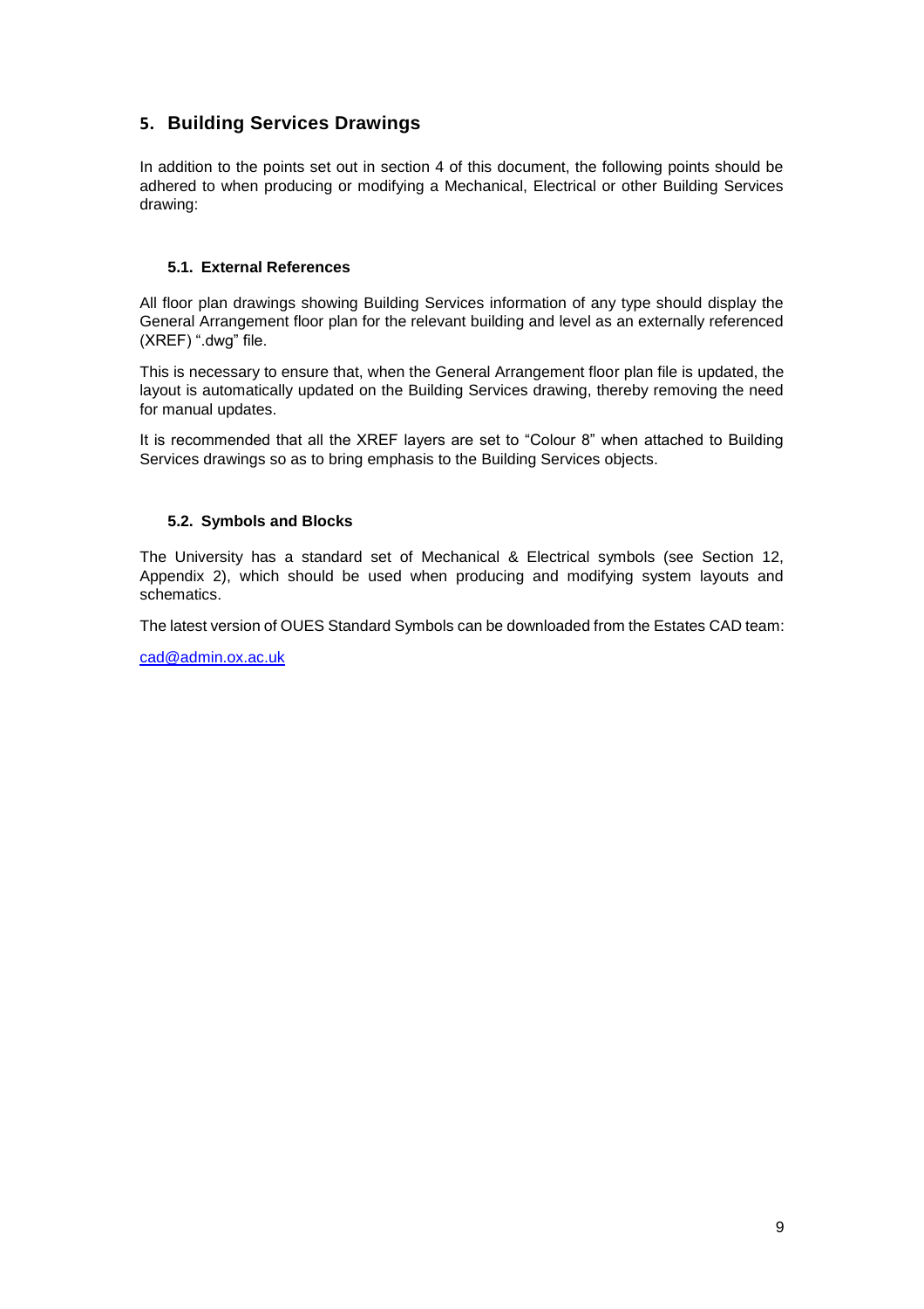## 5. Building Services Drawings

In addition to the points set out in section 4 of this document, the following points should be adhered to when producing or modifying a Mechanical, Electrical or other Building Services drawing:

### 5.1. External References

All floor plan drawings showing Building Services information of any type should display the General Arrangement floor plan for the relevant building and level as an externally referenced (XREF) ".dwg" file.

This is necessary to ensure that, when the General Arrangement floor plan file is updated, the layout is automatically updated on the Building Services drawing, thereby removing the need for manual updates.

It is recommended that all the XREF layers are set to "Colour 8" when attached to Building Services drawings so as to bring emphasis to the Building Services objects.

### 5.2. Symbols and Blocks

The University has a standard set of Mechanical & Electrical symbols (see Section 12, Appendix 2), which should be used when producing and modifying system layouts and schematics.

The latest version of OUES Standard Symbols can be downloaded from the Estates CAD team:

cad@admin.ox.ac.uk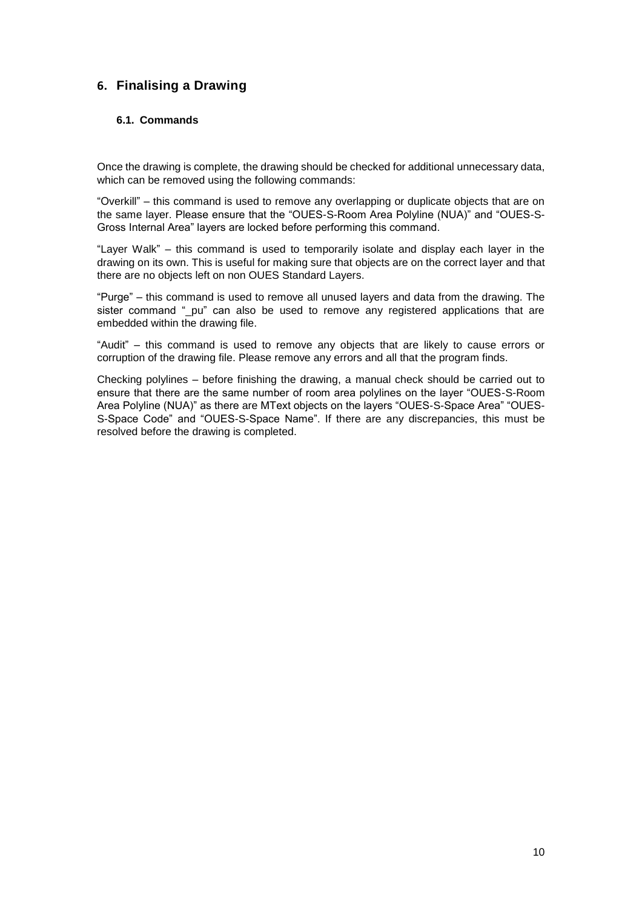## 6. Finalising a Drawing

### 6.1. Commands

Once the drawing is complete, the drawing should be checked for additional unnecessary data, which can be removed using the following commands:

"Overkill" – this command is used to remove any overlapping or duplicate objects that are on the same layer. Please ensure that the "OUES-S-Room Area Polyline (NUA)" and "OUES-S-Gross Internal Area" layers are locked before performing this command.

"Layer Walk" – this command is used to temporarily isolate and display each layer in the drawing on its own. This is useful for making sure that objects are on the correct layer and that there are no objects left on non OUES Standard Layers.

"Purge" – this command is used to remove all unused layers and data from the drawing. The sister command "_pu" can also be used to remove any registered applications that are embedded within the drawing file.

"Audit" – this command is used to remove any objects that are likely to cause errors or corruption of the drawing file. Please remove any errors and all that the program finds.

Checking polylines – before finishing the drawing, a manual check should be carried out to ensure that there are the same number of room area polylines on the layer "OUES-S-Room Area Polyline (NUA)" as there are MText objects on the layers "OUES-S-Space Area" "OUES-S-Space Code" and "OUES-S-Space Name". If there are any discrepancies, this must be resolved before the drawing is completed.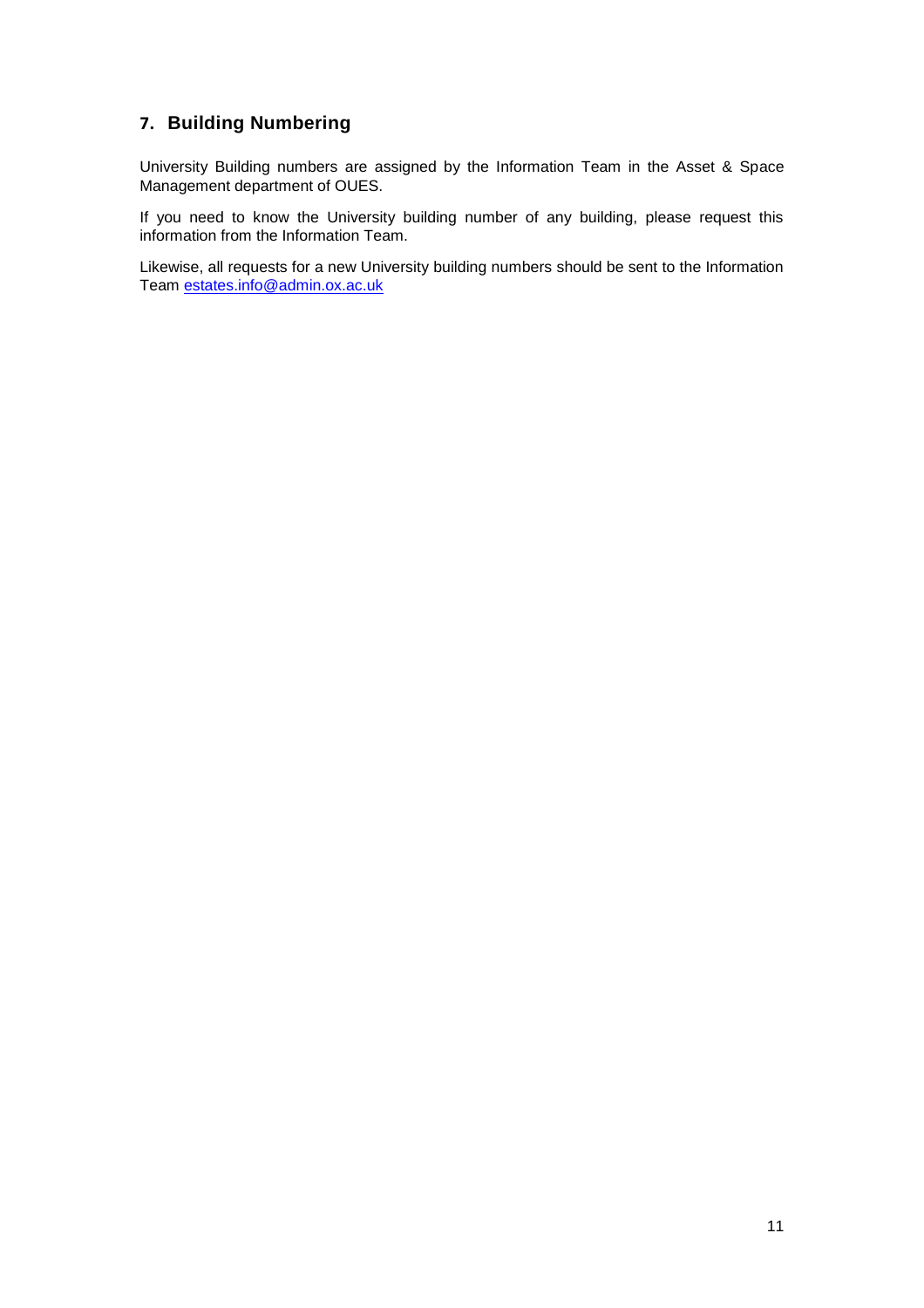## 7. Building Numbering

University Building numbers are assigned by the Information Team in the Asset & Space Management department of OUES.

If you need to know the University building number of any building, please request this information from the Information Team.

Likewise, all requests for a new University building numbers should be sent to the Information Team estates.info@admin.ox.ac.uk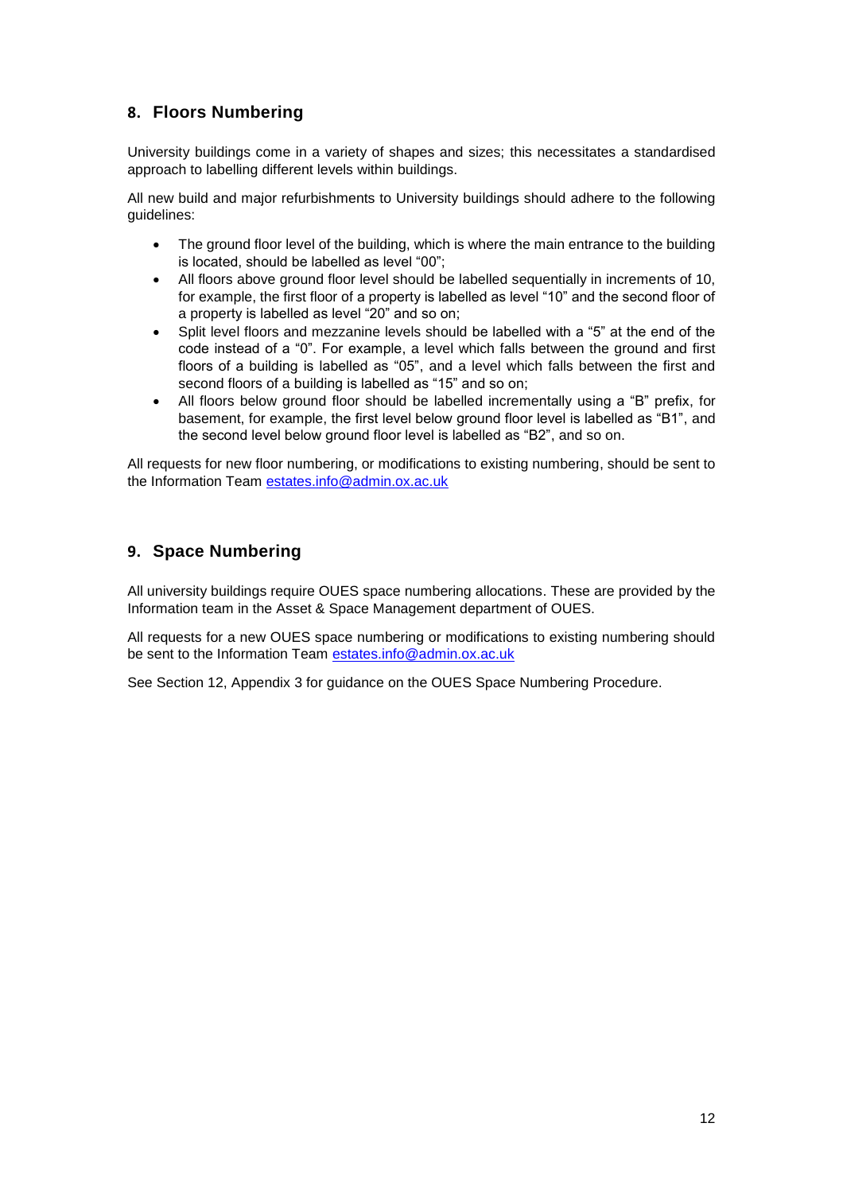## 8. Floors Numbering

University buildings come in a variety of shapes and sizes; this necessitates a standardised approach to labelling different levels within buildings.

All new build and major refurbishments to University buildings should adhere to the following guidelines:

- The ground floor level of the building, which is where the main entrance to the building is located, should be labelled as level "00";
- All floors above ground floor level should be labelled sequentially in increments of 10, for example, the first floor of a property is labelled as level "10" and the second floor of a property is labelled as level "20" and so on;
- Split level floors and mezzanine levels should be labelled with a "5" at the end of the code instead of a "0". For example, a level which falls between the ground and first floors of a building is labelled as "05", and a level which falls between the first and second floors of a building is labelled as "15" and so on;
- All floors below ground floor should be labelled incrementally using a "B" prefix, for basement, for example, the first level below ground floor level is labelled as "B1", and the second level below ground floor level is labelled as "B2", and so on.

All requests for new floor numbering, or modifications to existing numbering, should be sent to the Information Team estates.info@admin.ox.ac.uk

## 9. Space Numbering

All university buildings require OUES space numbering allocations. These are provided by the Information team in the Asset & Space Management department of OUES.

All requests for a new OUES space numbering or modifications to existing numbering should be sent to the Information Team estates.info@admin.ox.ac.uk

See Section 12, Appendix 3 for guidance on the OUES Space Numbering Procedure.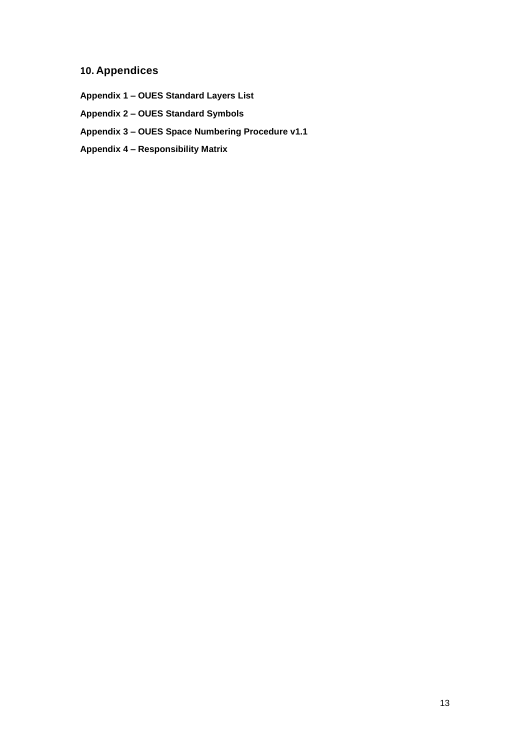## 10. Appendices

**Appendix 1 – OUES Standard Layers List**

**Appendix 2 – OUES Standard Symbols**

**Appendix 3 – OUES Space Numbering Procedure v1.1**

**Appendix 4 – Responsibility Matrix**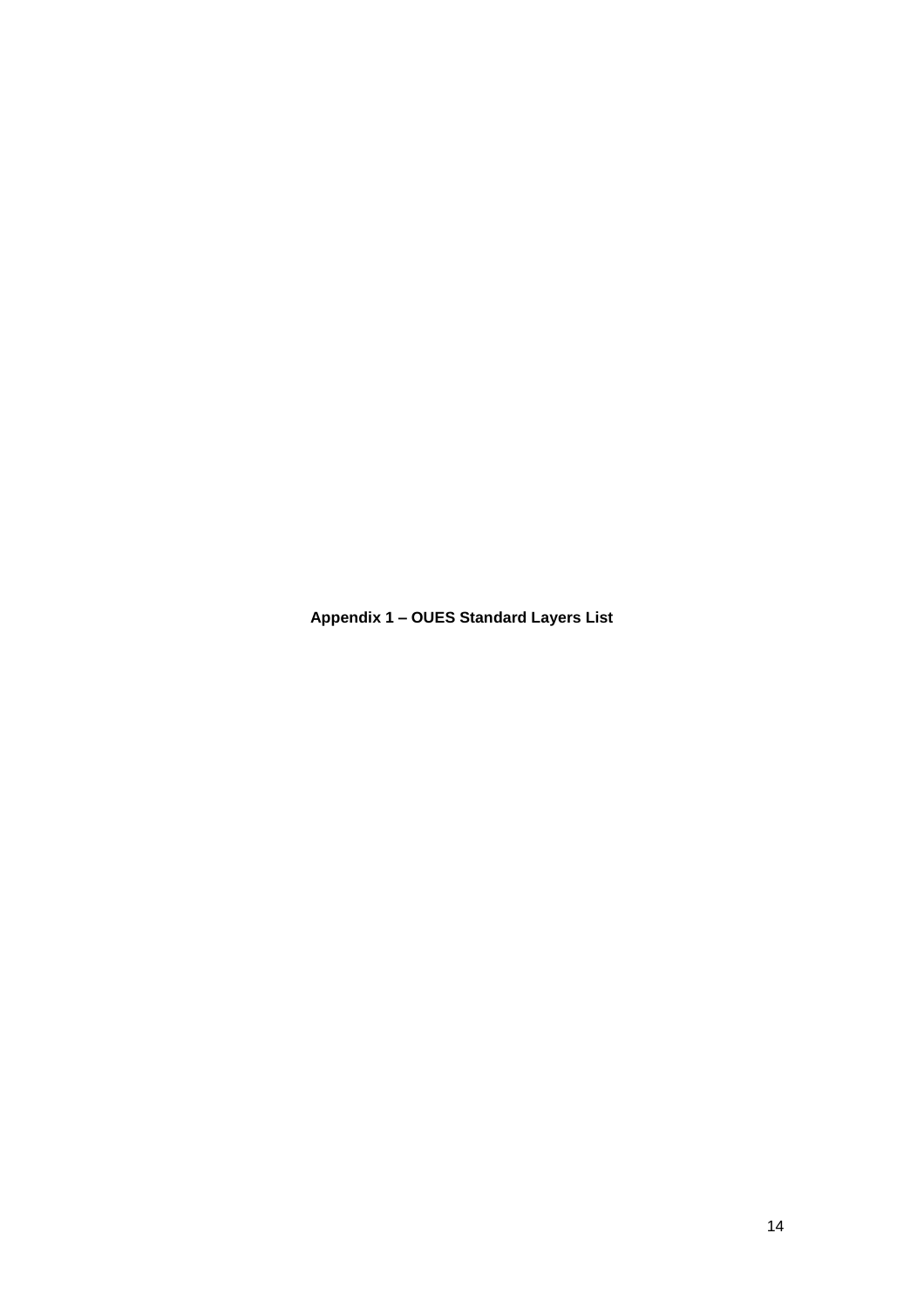**Appendix 1 – OUES Standard Layers List**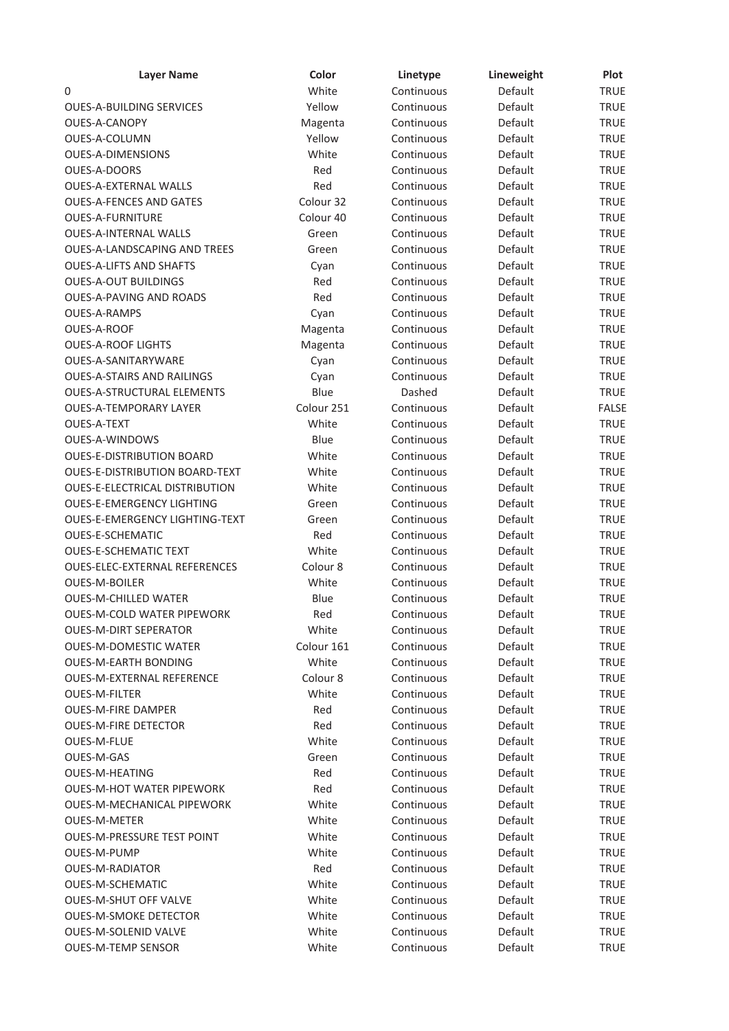| Layer Name | Color | Linetype | Lineweight | Plot |
|---|---|---|---|---|
| 0 | White | Continuous | Default | TRUE |
| OUES-A-BUILDING SERVICES | Yellow | Continuous | Default | TRUE |
| OUES-A-CANOPY | Magenta | Continuous | Default | TRUE |
| OUES-A-COLUMN | Yellow | Continuous | Default | TRUE |
| OUES-A-DIMENSIONS | White | Continuous | Default | TRUE |
| OUES-A-DOORS | Red | Continuous | Default | TRUE |
| OUES-A-EXTERNAL WALLS | Red | Continuous | Default | TRUE |
| OUES-A-FENCES AND GATES | Colour 32 | Continuous | Default | TRUE |
| OUES-A-FURNITURE | Colour 40 | Continuous | Default | TRUE |
| OUES-A-INTERNAL WALLS | Green | Continuous | Default | TRUE |
| OUES-A-LANDSCAPING AND TREES | Green | Continuous | Default | TRUE |
| OUES-A-LIFTS AND SHAFTS | Cyan | Continuous | Default | TRUE |
| OUES-A-OUT BUILDINGS | Red | Continuous | Default | TRUE |
| OUES-A-PAVING AND ROADS | Red | Continuous | Default | TRUE |
| OUES-A-RAMPS | Cyan | Continuous | Default | TRUE |
| OUES-A-ROOF | Magenta | Continuous | Default | TRUE |
| OUES-A-ROOF LIGHTS | Magenta | Continuous | Default | TRUE |
| OUES-A-SANITARYWARE | Cyan | Continuous | Default | TRUE |
| OUES-A-STAIRS AND RAILINGS | Cyan | Continuous | Default | TRUE |
| OUES-A-STRUCTURAL ELEMENTS | Blue | Dashed | Default | TRUE |
| OUES-A-TEMPORARY LAYER | Colour 251 | Continuous | Default | FALSE |
| OUES-A-TEXT | White | Continuous | Default | TRUE |
| OUES-A-WINDOWS | Blue | Continuous | Default | TRUE |
| OUES-E-DISTRIBUTION BOARD | White | Continuous | Default | TRUE |
| OUES-E-DISTRIBUTION BOARD-TEXT | White | Continuous | Default | TRUE |
| OUES-E-ELECTRICAL DISTRIBUTION | White | Continuous | Default | TRUE |
| OUES-E-EMERGENCY LIGHTING | Green | Continuous | Default | TRUE |
| OUES-E-EMERGENCY LIGHTING-TEXT | Green | Continuous | Default | TRUE |
| OUES-E-SCHEMATIC | Red | Continuous | Default | TRUE |
| OUES-E-SCHEMATIC TEXT | White | Continuous | Default | TRUE |
| OUES-ELEC-EXTERNAL REFERENCES | Colour 8 | Continuous | Default | TRUE |
| OUES-M-BOILER | White | Continuous | Default | TRUE |
| OUES-M-CHILLED WATER | Blue | Continuous | Default | TRUE |
| OUES-M-COLD WATER PIPEWORK | Red | Continuous | Default | TRUE |
| OUES-M-DIRT SEPERATOR | White | Continuous | Default | TRUE |
| OUES-M-DOMESTIC WATER | Colour 161 | Continuous | Default | TRUE |
| OUES-M-EARTH BONDING | White | Continuous | Default | TRUE |
| OUES-M-EXTERNAL REFERENCE | Colour 8 | Continuous | Default | TRUE |
| OUES-M-FILTER | White | Continuous | Default | TRUE |
| OUES-M-FIRE DAMPER | Red | Continuous | Default | TRUE |
| OUES-M-FIRE DETECTOR | Red | Continuous | Default | TRUE |
| OUES-M-FLUE | White | Continuous | Default | TRUE |
| OUES-M-GAS | Green | Continuous | Default | TRUE |
| OUES-M-HEATING | Red | Continuous | Default | TRUE |
| OUES-M-HOT WATER PIPEWORK | Red | Continuous | Default | TRUE |
| OUES-M-MECHANICAL PIPEWORK | White | Continuous | Default | TRUE |
| OUES-M-METER | White | Continuous | Default | TRUE |
| OUES-M-PRESSURE TEST POINT | White | Continuous | Default | TRUE |
| OUES-M-PUMP | White | Continuous | Default | TRUE |
| OUES-M-RADIATOR | Red | Continuous | Default | TRUE |
| OUES-M-SCHEMATIC | White | Continuous | Default | TRUE |
| OUES-M-SHUT OFF VALVE | White | Continuous | Default | TRUE |
| OUES-M-SMOKE DETECTOR | White | Continuous | Default | TRUE |
| OUES-M-SOLENID VALVE | White | Continuous | Default | TRUE |
| OUES-M-TEMP SENSOR | White | Continuous | Default | TRUE |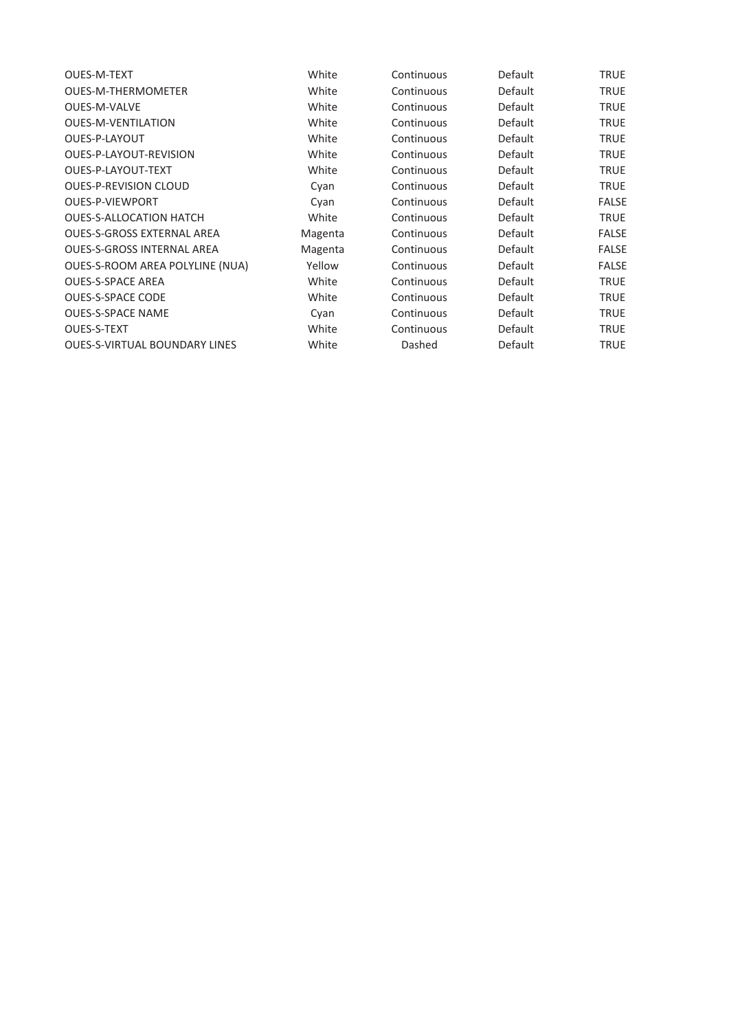| | | | | |
|---|---|---|---|---|
| OUES-M-TEXT | White | Continuous | Default | TRUE |
| OUES-M-THERMOMETER | White | Continuous | Default | TRUE |
| OUES-M-VALVE | White | Continuous | Default | TRUE |
| OUES-M-VENTILATION | White | Continuous | Default | TRUE |
| OUES-P-LAYOUT | White | Continuous | Default | TRUE |
| OUES-P-LAYOUT-REVISION | White | Continuous | Default | TRUE |
| OUES-P-LAYOUT-TEXT | White | Continuous | Default | TRUE |
| OUES-P-REVISION CLOUD | Cyan | Continuous | Default | TRUE |
| OUES-P-VIEWPORT | Cyan | Continuous | Default | FALSE |
| OUES-S-ALLOCATION HATCH | White | Continuous | Default | TRUE |
| OUES-S-GROSS EXTERNAL AREA | Magenta | Continuous | Default | FALSE |
| OUES-S-GROSS INTERNAL AREA | Magenta | Continuous | Default | FALSE |
| OUES-S-ROOM AREA POLYLINE (NUA) | Yellow | Continuous | Default | FALSE |
| OUES-S-SPACE AREA | White | Continuous | Default | TRUE |
| OUES-S-SPACE CODE | White | Continuous | Default | TRUE |
| OUES-S-SPACE NAME | Cyan | Continuous | Default | TRUE |
| OUES-S-TEXT | White | Continuous | Default | TRUE |
| OUES-S-VIRTUAL BOUNDARY LINES | White | Dashed | Default | TRUE |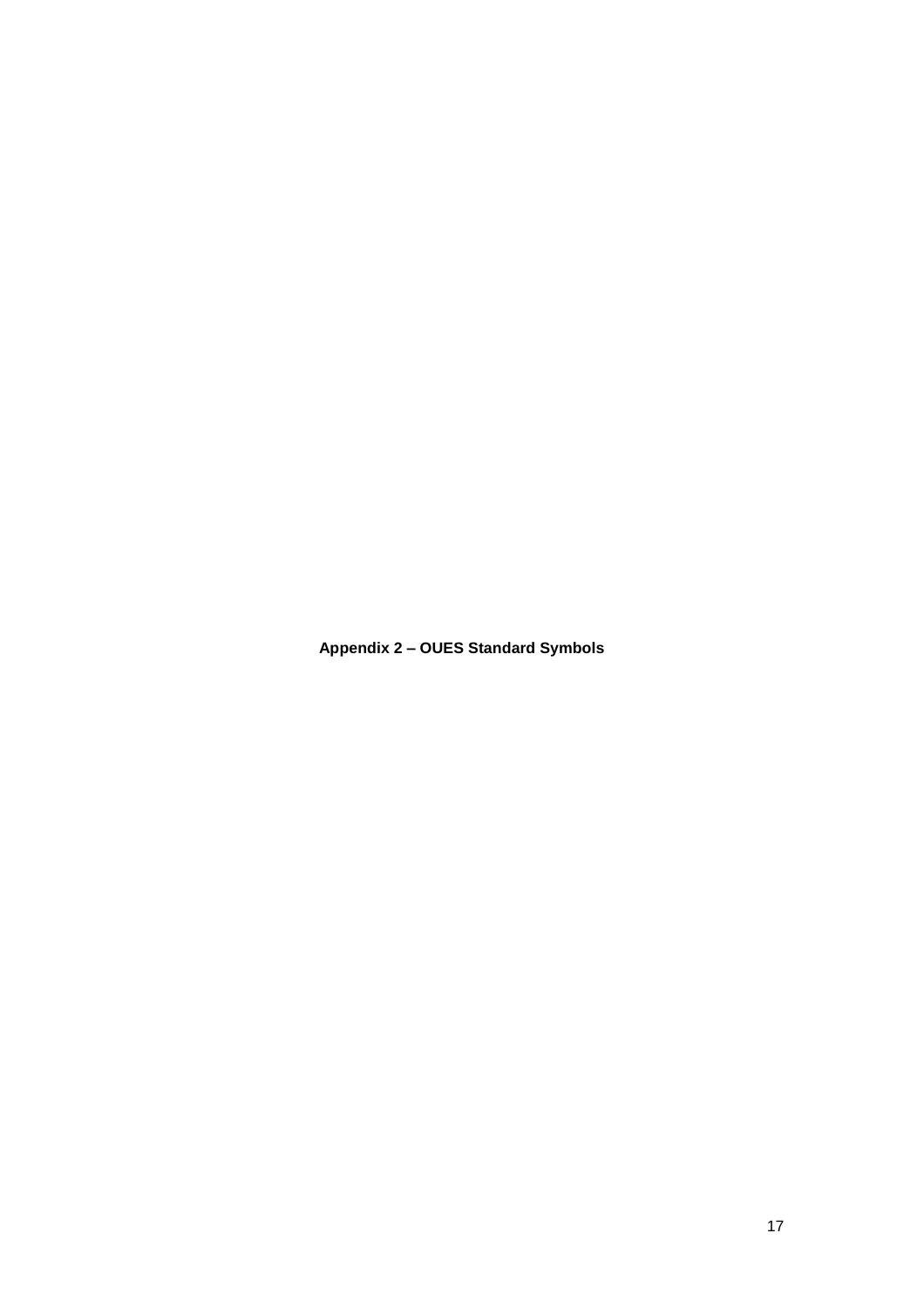**Appendix 2 – OUES Standard Symbols**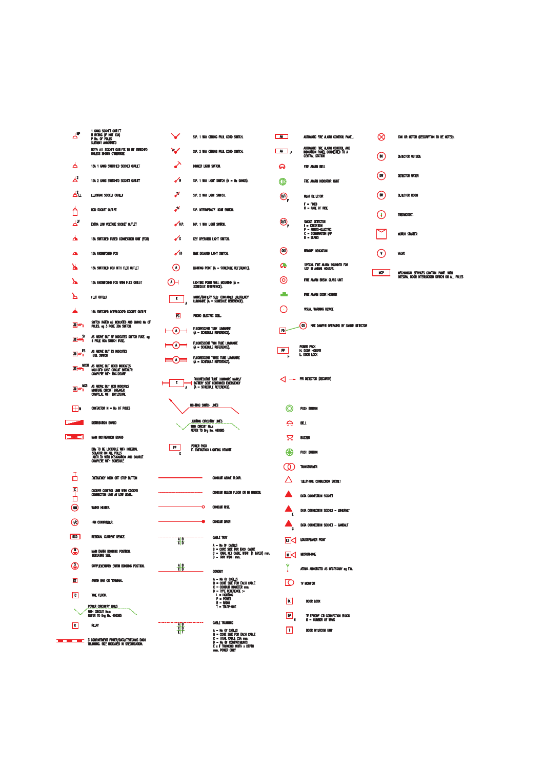1 GANG SOCKET OUTLET
N RATING (IF NOT 13A)
P No. OF POLES
SUITABLY ANNOTATED

NOTE: ALL SOCKET OUTLETS TO BE SWITCHED UNLESS SHOWN OTHERWISE

13A 1 GANG SWITCHED SOCKET OUTLET

13A 2 GANG SWITCHED SOCKET OUTLET

ELECTRIC SOCKET OUTLET

RCD SOCKET OUTLET

EXTRA LOW VOLTAGE SOCKET OUTLET

13A SWITCHED FUSED CONNECTION UNIT (FCU)

13A UNSWITCHED FCU

13A SWITCHED FCU WITH FLEX OUTLET

13A UNSWITCHED FCU WITH FLEX OUTLET

FLEX OUTLET

16A SWITCHED INTERLOCKED SOCKET OUTLET

SWITCH RATED AS INDICATED AND GIVING No OF POLES. eg 3 POLE 30A SWITCH.

AS ABOVE BUT SF INDICATES SWITCH FUSE. eg 4 POLE 60A SWITCH FUSE.

AS ABOVE BUT FS INDICATES FUSE SWITCH

AS ABOVE BUT MCCB INDICATES MOULDED CASE CIRCUIT BREAKER COMPLETE WITH ENCLOSURE

AS ABOVE BUT MCB INDICATES MINATURE CIRCUIT BREAKER COMPLETE WITH ENCLOSURE

CONTACTOR N = No OF POLES

DISTRIBUTION BOARD

MAIN DISTRIBUTION BOARD

DBs TO BE LOCKABLE WITH INTERNAL ISOLATOR ON ALL POLES LABELLED WITH DESIGNATION AND SOURCE COMPLETE WITH SCHEDULE

EMERGENCY LOCK OFF STOP BUTTON

COOKER CONTROL UNIT WITH COOKER CONNECTION UNIT AT LOW LEVEL

WATER HEATER.

FAN CONTROLLER.

RESIDUAL CURRENT DEVICE.

MAIN EARTH BONDING POSITION. INDICATING SIZE

SUPPLEMENTARY EARTH BONDING POSITION.

EARTH BAR OR TERMINAL.

TIME CLOCK.

POWER CIRCUITRY LINES
WITH CIRCUIT No.s
REFER TO Drg No. 400085

RELAY

3 COMPARTMENT POWER/DATA/TELECOMS DADO TRUNKING. SIZE INDICATED IN SPECIFICATION.

S.P. 1 WAY CEILING PULL CORD SWITCH.

S.P. 2 WAY CEILING PULL CORD SWITCH.

DIMMER LIGHT SWITCH.

S.P. 1 WAY LIGHT SWITCH (N = No GANGS).

S.P. 2 WAY LIGHT SWITCH.

S.P. INTERMEDIATE LIGHT SWITCH.

D.P. 1 WAY LIGHT SWITCH.

KEY OPERATED LIGHT SWITCH.

TIME DELAYED LIGHT SWITCH.

LIGHTING POINT (A = SCHEDULE REFERENCE).

LIGHTING POINT WALL MOUNTED (A = SCHEDULE REFERENCE).

MAINS/BATTERY SELF CONTAINED EMERGENCY LUMINAIRE (A = SCHEDULE REFERENCE).

PHOTO ELECTRIC CELL.

FLUORESCENT TUBE LUMINAIRE (A = SCHEDULE REFERENCE).

FLUORESCENT TWIN TUBE LUMINAIRE (A = SCHEDULE REFERENCE).

FLUORESCENT THREE TUBE LUMINAIRE (A = SCHEDULE REFERENCE).

FLUORESCENT TUBE LUMINAIRE MAINS/ BATTERY SELF CONTAINED EMERGENCY (A = SCHEDULE REFERENCE).

LIGHTING SWITCH LINES

LIGHTING CIRCUITRY LINES
WITH CIRCUIT No.s
REFER TO Drg No. 400085

POWER PACK
E. EMERGENCY LIGHTING REMOTE

CONDUIT ABOVE FLOOR.

CONDUIT BELOW FLOOR OR IN TRENCH.

CONDUIT RISE.

CONDUIT DROP.

CABLE TRAY

A = No OF CABLES
B = CORE SIZE FOR EACH CABLE
C = TOTAL NET CABLE WIDTH (1 LAYER) mm.
D = TRAY WIDTH mm.

CONDUIT

A = No OF CABLES
B = CORE SIZE FOR EACH CABLE
C = CONDUIT DIAMETER mm.
D = TYPE REFERENCE :-
L = LIGHTING
P = POWER
R = RADIO
T = TELEPHONE

CABLE TRUNKING

A = No OF CABLES
B = CORE SIZE FOR EACH CABLE
C = TOTAL CABLE CSA mm.
D = No OF COMPARTMENTS
E x F TRUNKING WIDTH x DEPTH mm, POWER ONLY

AUTOMATIC FIRE ALARM CONTROL PANEL.

AUTOMATIC FIRE ALARM CONTROL AND INDICATION PANEL CONNECTED TO A CENTRAL STATION

FIRE ALARM BELL

FIRE ALARM INDICATOR LIGHT

HEAT DETECTOR

F = FIXED
R = RATE OF RISE

SMOKE DETECTOR
I = IONISATION
P = PHOTO-ELECTRIC
C = COMBINATION I/P
B = BEAMS

REMOTE INDICATION

SPECIAL FIRE ALARM SOUNDER FOR USE IN ANIMAL HOUSES.

FIRE ALARM BREAK GLASS UNIT

FIRE ALARM DOOR HOLDER

VISUAL WARNING DEVICE

FIRE DAMPER OPERATED BY SMOKE DETECTOR

POWER PACK
H. DOOR HOLDER
L. DOOR LOCK

PIR DETECTOR (SECURITY)

PUSH BUTTON

BELL

BUZZER

PUSH BUTTON

TRANSFORMER

TELEPHONE CONNECTION SOCKET

DATA CONNECTION SOCKET

DATA CONNECTION SOCKET – ETHERNET

DATA CONNECTION SOCKET – GANDALF

LOUDSPEAKER POINT

MICROPHONE

AERIAL ANNOTATED AS NECESSARY eg F.M.

TV MONITOR

DOOR LOCK

TELEPHONE CTI CONNECTION BLOCK
N – NUMBER OF WAYS

DOOR INTERCOM UNIT

FAN OR MOTOR (DESCRIPTION TO BE NOTED).

DETECTOR OUTSIDE

DETECTOR WATER

DETECTOR ROOM

THERMOSTAT.

MOTOR STARTER

VALVE

MECHANICAL SERVICES CONTROL PANEL WITH INTEGRAL DOOR INTERLOCKED SWITCH ON ALL POLES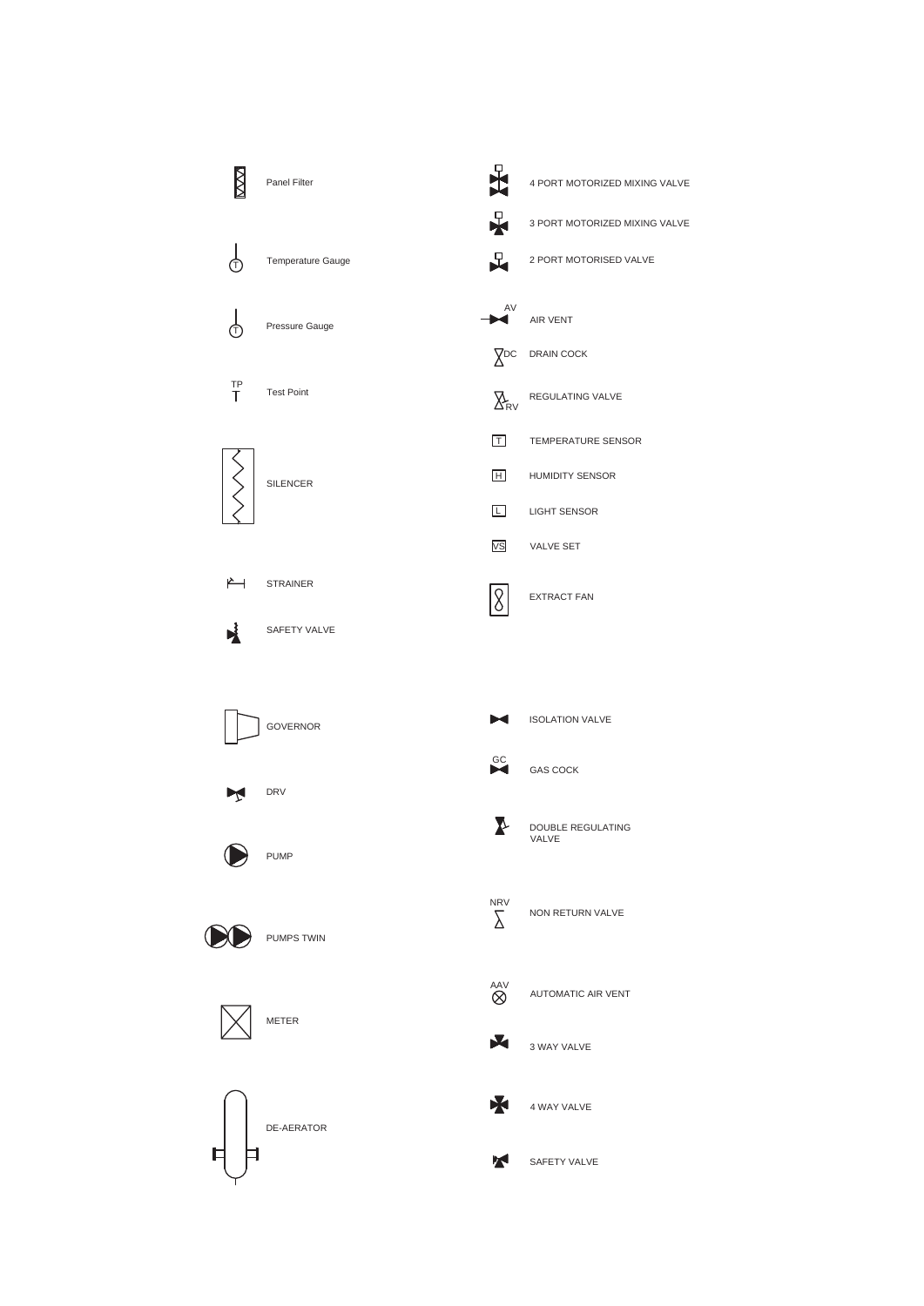| Symbol | Description |
| --- | --- |
| | Panel Filter |
| T | Temperature Gauge |
| T | Pressure Gauge |
| TP | Test Point |
| | SILENCER |
| | STRAINER |
| | SAFETY VALVE |
| | GOVERNOR |
| | DRV |
| | PUMP |
| | PUMPS TWIN |
| | METER |
| | DE-AERATOR |

| Symbol | Description |
| --- | --- |
| | 4 PORT MOTORIZED MIXING VALVE |
| | 3 PORT MOTORIZED MIXING VALVE |
| | 2 PORT MOTORISED VALVE |
| AV | AIR VENT |
| DC | DRAIN COCK |
| RV | REGULATING VALVE |
| T | TEMPERATURE SENSOR |
| H | HUMIDITY SENSOR |
| L | LIGHT SENSOR |
| VS | VALVE SET |
| | EXTRACT FAN |
| | ISOLATION VALVE |
| GC | GAS COCK |
| | DOUBLE REGULATING VALVE |
| NRV | NON RETURN VALVE |
| AAV | AUTOMATIC AIR VENT |
| | 3 WAY VALVE |
| | 4 WAY VALVE |
| | SAFETY VALVE |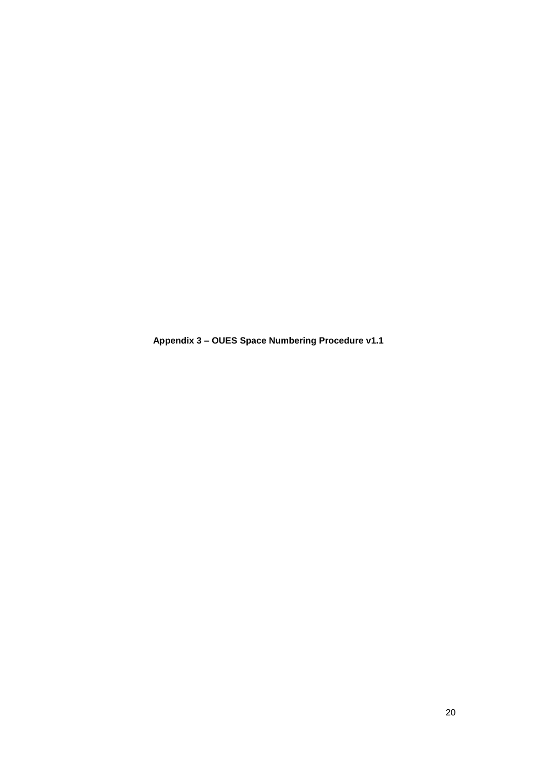**Appendix 3 – OUES Space Numbering Procedure v1.1**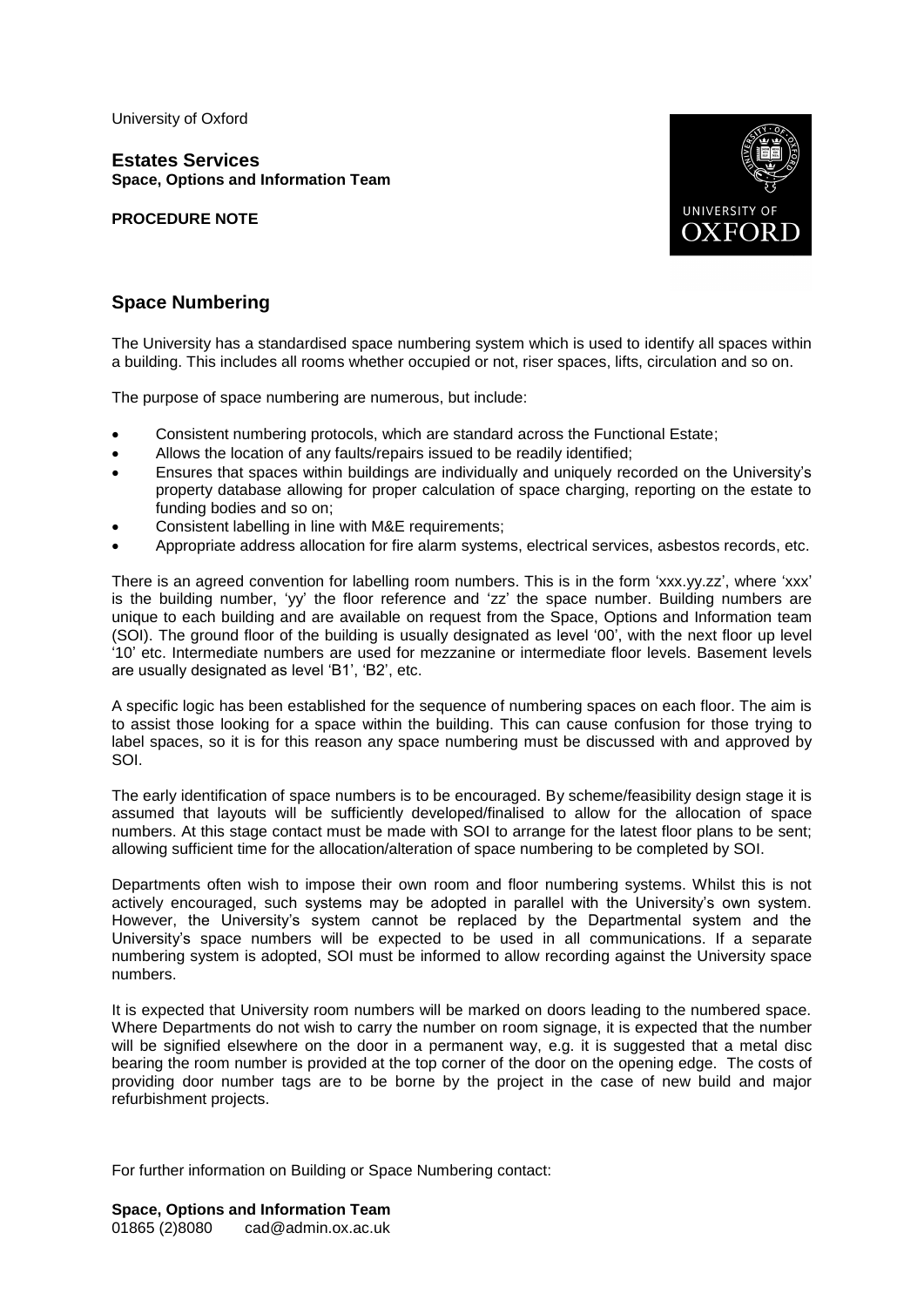University of Oxford

**Estates Services**
**Space, Options and Information Team**

**PROCEDURE NOTE**

## Space Numbering

The University has a standardised space numbering system which is used to identify all spaces within a building. This includes all rooms whether occupied or not, riser spaces, lifts, circulation and so on.

The purpose of space numbering are numerous, but include:

- Consistent numbering protocols, which are standard across the Functional Estate;
- Allows the location of any faults/repairs issued to be readily identified;
- Ensures that spaces within buildings are individually and uniquely recorded on the University's property database allowing for proper calculation of space charging, reporting on the estate to funding bodies and so on;
- Consistent labelling in line with M&E requirements;
- Appropriate address allocation for fire alarm systems, electrical services, asbestos records, etc.

There is an agreed convention for labelling room numbers. This is in the form 'xxx.yy.zz', where 'xxx' is the building number, 'yy' the floor reference and 'zz' the space number. Building numbers are unique to each building and are available on request from the Space, Options and Information team (SOI). The ground floor of the building is usually designated as level '00', with the next floor up level '10' etc. Intermediate numbers are used for mezzanine or intermediate floor levels. Basement levels are usually designated as level 'B1', 'B2', etc.

A specific logic has been established for the sequence of numbering spaces on each floor. The aim is to assist those looking for a space within the building. This can cause confusion for those trying to label spaces, so it is for this reason any space numbering must be discussed with and approved by SOI.

The early identification of space numbers is to be encouraged. By scheme/feasibility design stage it is assumed that layouts will be sufficiently developed/finalised to allow for the allocation of space numbers. At this stage contact must be made with SOI to arrange for the latest floor plans to be sent; allowing sufficient time for the allocation/alteration of space numbering to be completed by SOI.

Departments often wish to impose their own room and floor numbering systems. Whilst this is not actively encouraged, such systems may be adopted in parallel with the University's own system. However, the University's system cannot be replaced by the Departmental system and the University's space numbers will be expected to be used in all communications. If a separate numbering system is adopted, SOI must be informed to allow recording against the University space numbers.

It is expected that University room numbers will be marked on doors leading to the numbered space. Where Departments do not wish to carry the number on room signage, it is expected that the number will be signified elsewhere on the door in a permanent way, e.g. it is suggested that a metal disc bearing the room number is provided at the top corner of the door on the opening edge. The costs of providing door number tags are to be borne by the project in the case of new build and major refurbishment projects.

For further information on Building or Space Numbering contact:

**Space, Options and Information Team**
01865 (2)8080 cad@admin.ox.ac.uk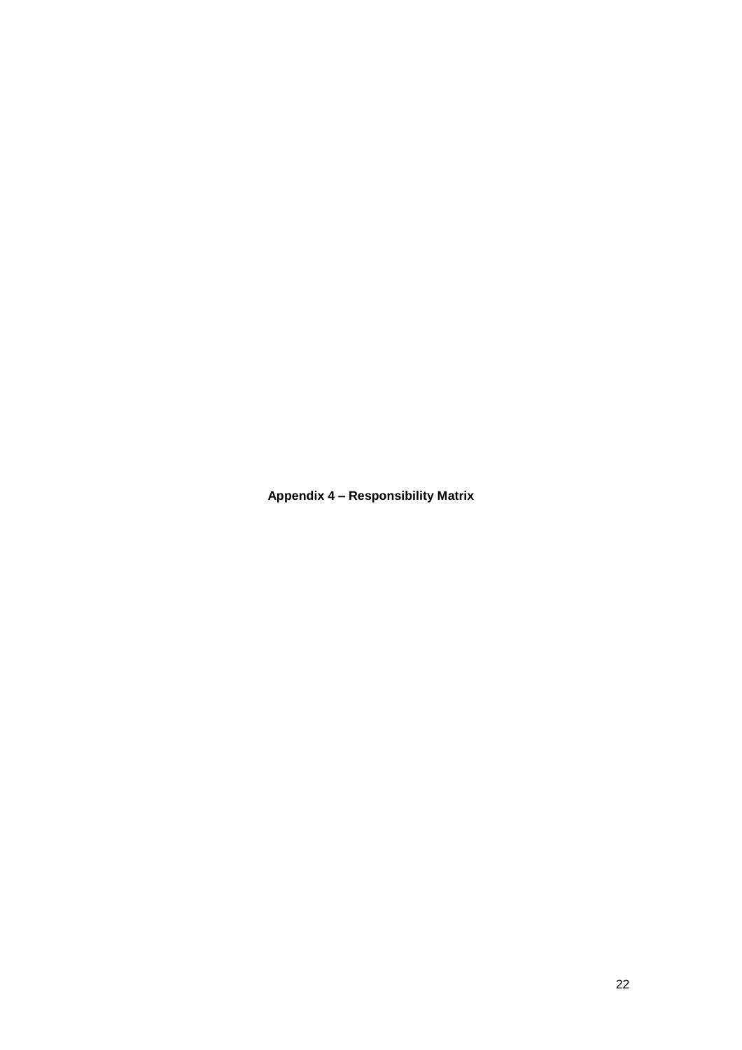**Appendix 4 – Responsibility Matrix**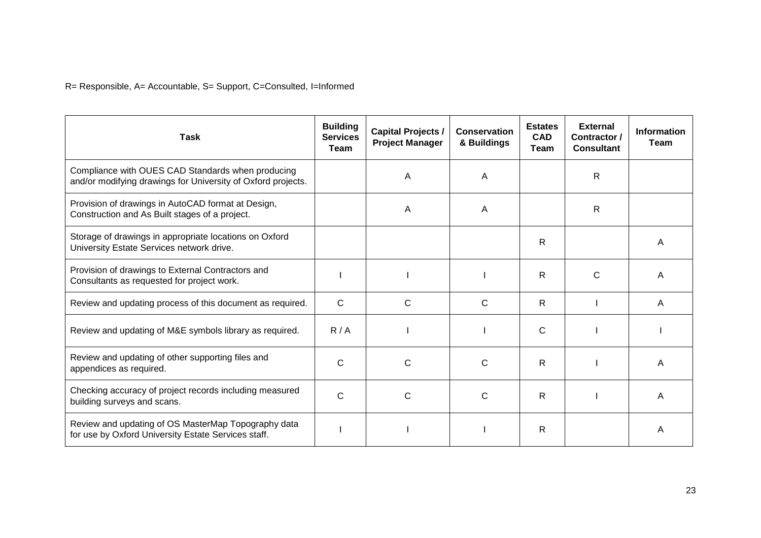R= Responsible, A= Accountable, S= Support, C=Consulted, I=Informed

| Task | Building Services Team | Capital Projects / Project Manager | Conservation & Buildings | Estates CAD Team | External Contractor / Consultant | Information Team |
|---|---|---|---|---|---|---|
| Compliance with OUES CAD Standards when producing and/or modifying drawings for University of Oxford projects. | | A | A | | R | |
| Provision of drawings in AutoCAD format at Design, Construction and As Built stages of a project. | | A | A | | R | |
| Storage of drawings in appropriate locations on Oxford University Estate Services network drive. | | | | R | | A |
| Provision of drawings to External Contractors and Consultants as requested for project work. | I | I | I | R | C | A |
| Review and updating process of this document as required. | C | C | C | R | I | A |
| Review and updating of M&E symbols library as required. | R / A | I | I | C | I | I |
| Review and updating of other supporting files and appendices as required. | C | C | C | R | I | A |
| Checking accuracy of project records including measured building surveys and scans. | C | C | C | R | I | A |
| Review and updating of OS MasterMap Topography data for use by Oxford University Estate Services staff. | I | I | I | R | | A |